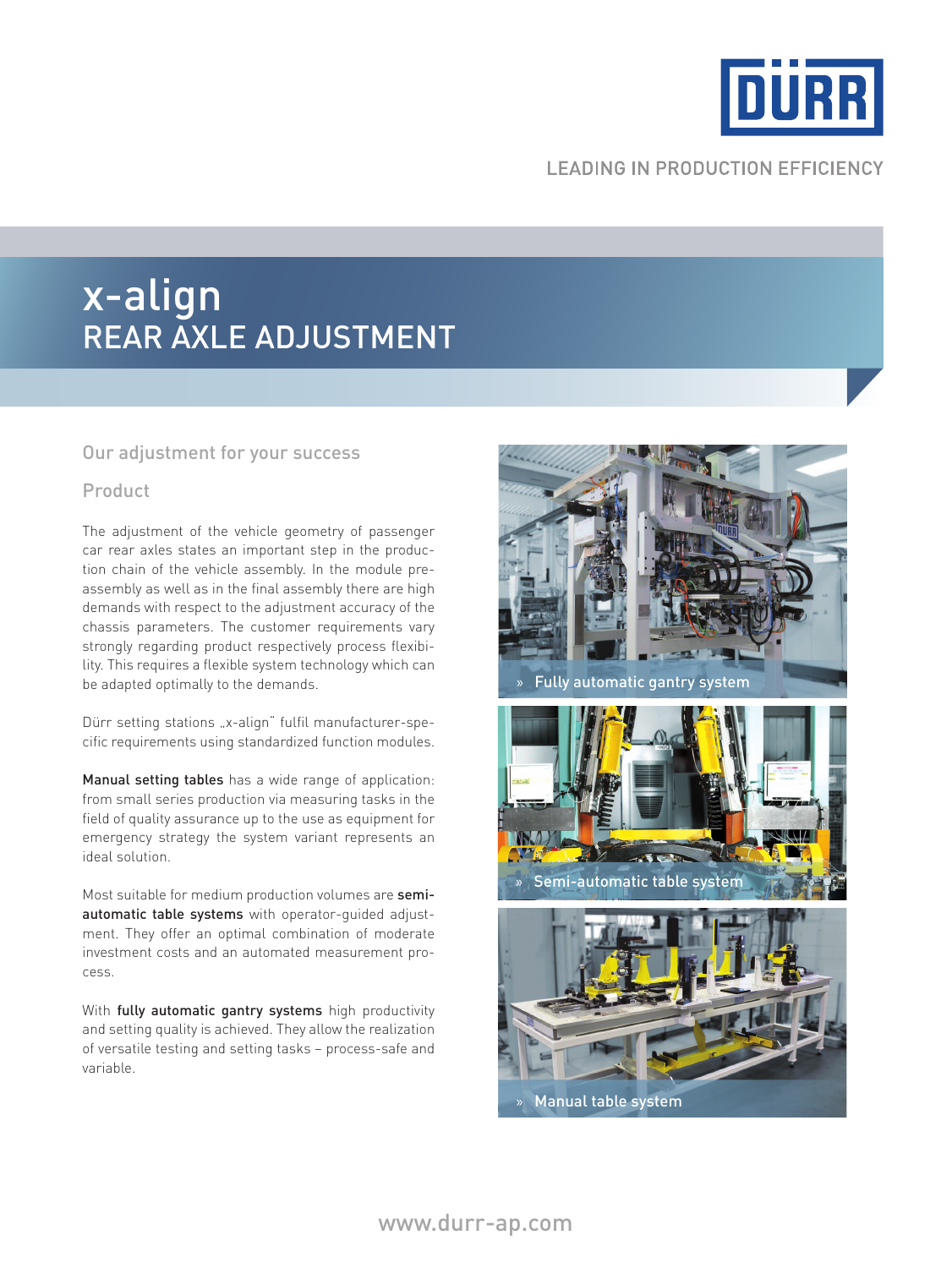# x-align
## REAR AXLE ADJUSTMENT

LEADING IN PRODUCTION EFFICIENCY

### Our adjustment for your success

### Product

The adjustment of the vehicle geometry of passenger car rear axles states an important step in the production chain of the vehicle assembly. In the module pre-assembly as well as in the final assembly there are high demands with respect to the adjustment accuracy of the chassis parameters. The customer requirements vary strongly regarding product respectively process flexibility. This requires a flexible system technology which can be adapted optimally to the demands.

Dürr setting stations „x-align" fulfil manufacturer-specific requirements using standardized function modules.

**Manual setting tables** has a wide range of application: from small series production via measuring tasks in the field of quality assurance up to the use as equipment for emergency strategy the system variant represents an ideal solution.

Most suitable for medium production volumes are **semi-automatic table systems** with operator-guided adjustment. They offer an optimal combination of moderate investment costs and an automated measurement process.

With **fully automatic gantry systems** high productivity and setting quality is achieved. They allow the realization of versatile testing and setting tasks – process-safe and variable.

» Fully automatic gantry system

» Semi-automatic table system

» Manual table system

www.durr-ap.com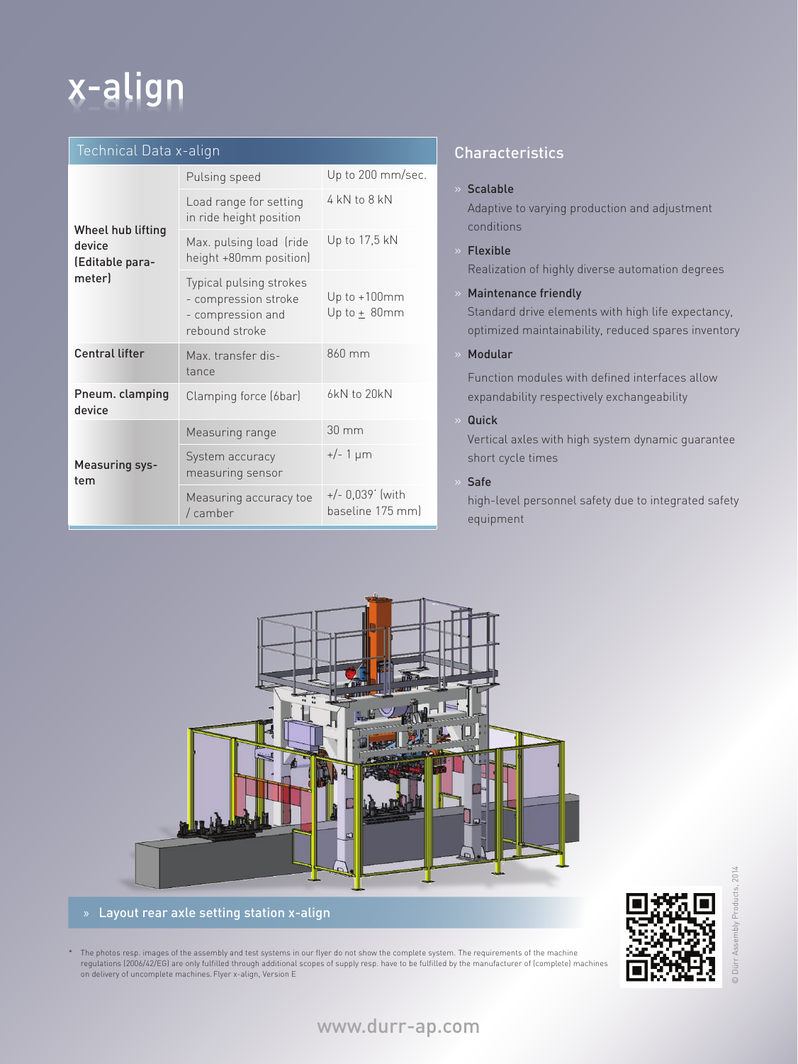# x-align

| Technical Data x-align | | |
|---|---|---|
| Wheel hub lifting device (Editable parameter) | Pulsing speed | Up to 200 mm/sec. |
| | Load range for setting in ride height position | 4 kN to 8 kN |
| | Max. pulsing load (ride height +80mm position) | Up to 17,5 kN |
| | Typical pulsing strokes<br>- compression stroke<br>- compression and rebound stroke | Up to +100mm<br>Up to ± 80mm |
| Central lifter | Max. transfer distance | 860 mm |
| Pneum. clamping device | Clamping force (6bar) | 6kN to 20kN |
| Measuring system | Measuring range | 30 mm |
| | System accuracy measuring sensor | +/- 1 µm |
| | Measuring accuracy toe / camber | +/- 0,039° (with baseline 175 mm) |

## Characteristics

- **Scalable**
  Adaptive to varying production and adjustment conditions
- **Flexible**
  Realization of highly diverse automation degrees
- **Maintenance friendly**
  Standard drive elements with high life expectancy, optimized maintainability, reduced spares inventory
- **Modular**
  Function modules with defined interfaces allow expandability respectively exchangeability
- **Quick**
  Vertical axles with high system dynamic guarantee short cycle times
- **Safe**
  high-level personnel safety due to integrated safety equipment

» Layout rear axle setting station x-align

* The photos resp. images of the assembly and test systems in our flyer do not show the complete system. The requirements of the machine regulations (2006/42/EG) are only fulfilled through additional scopes of supply resp. have to be fulfilled by the manufacturer of (complete) machines on delivery of uncomplete machines. Flyer x-align, Version E

© Dürr Assembly Products, 2014

www.durr-ap.com